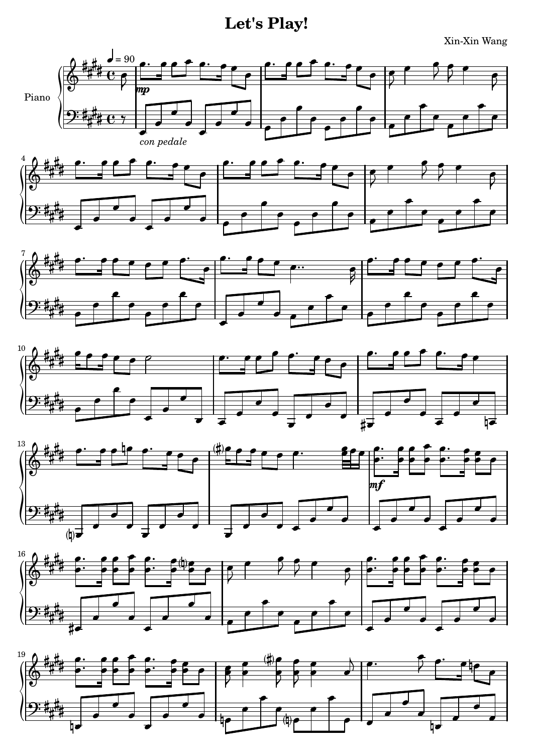# Let's Play!

Xin-Xin Wang

Piano

♩ = 90

*mp*

*con pedale*

*mf*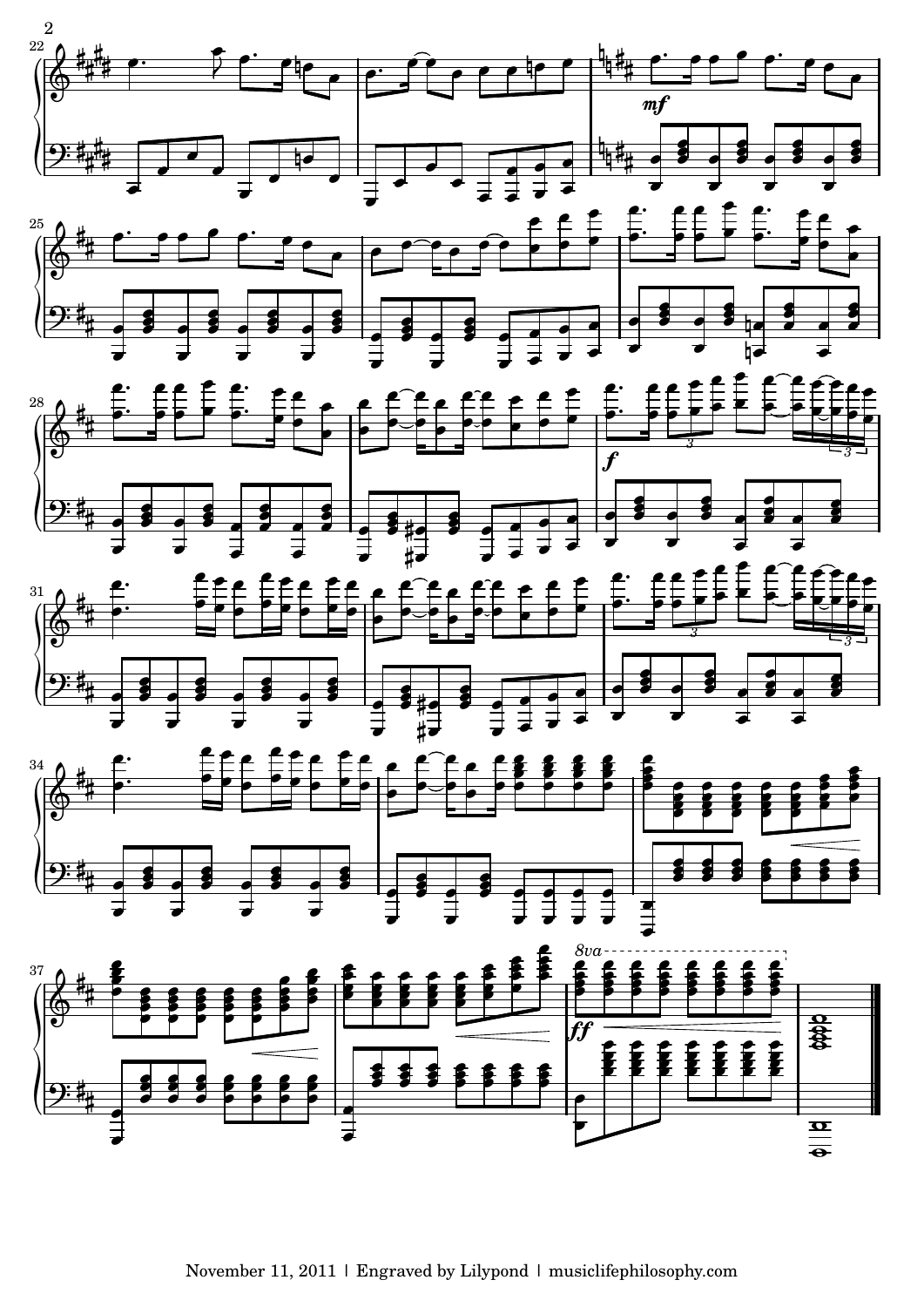November 11, 2011 | Engraved by Lilypond | musiclifephilosophy.com